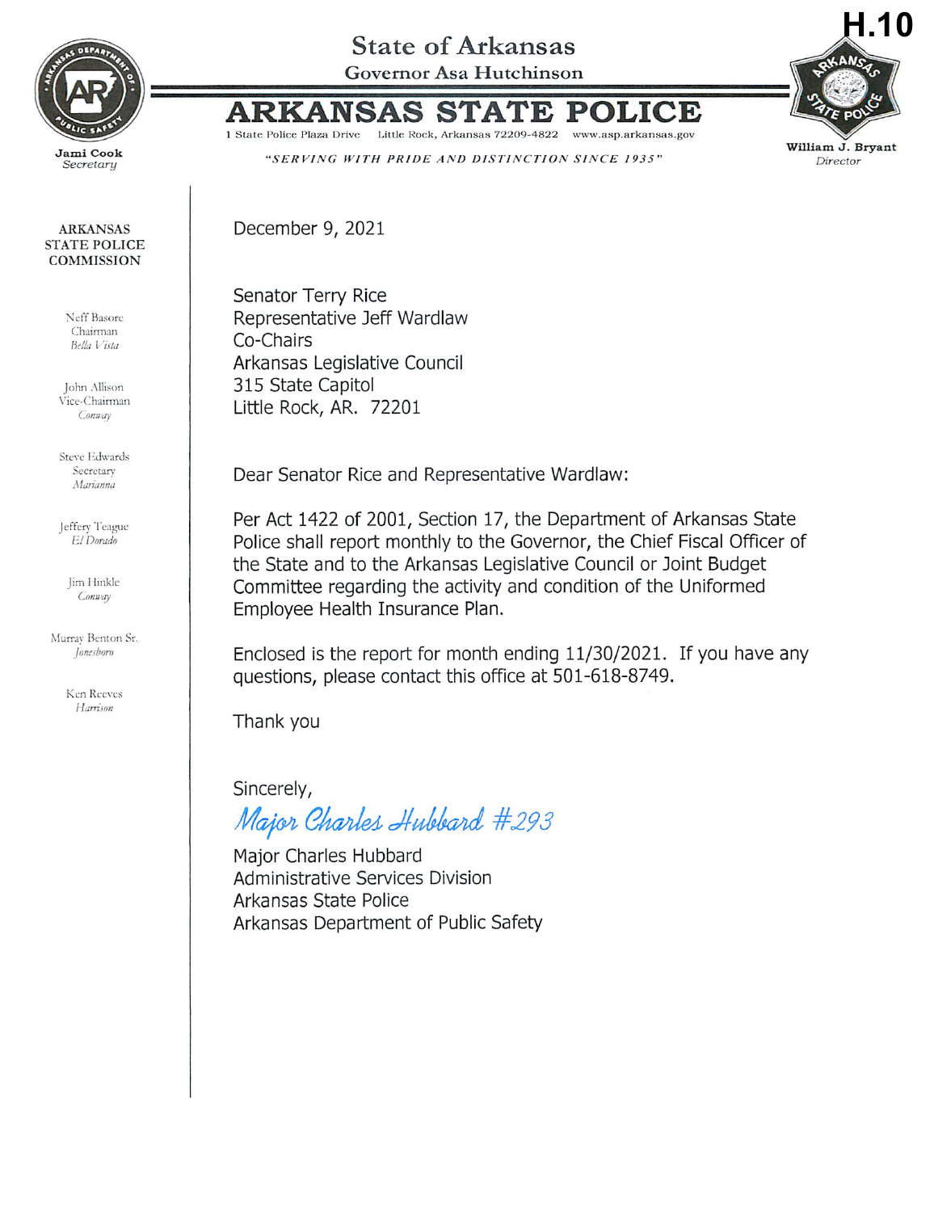H.10

# State of Arkansas

Governor Asa Hutchinson

# ARKANSAS STATE POLICE

1 State Police Plaza Drive Little Rock, Arkansas 72209-4822 www.asp.arkansas.gov

*"SERVING WITH PRIDE AND DISTINCTION SINCE 1935"*

Jami Cook
*Secretary*

William J. Bryant
*Director*

ARKANSAS STATE POLICE COMMISSION

Neff Basore
Chairman
*Bella Vista*

John Allison
Vice-Chairman
*Conway*

Steve Edwards
Secretary
*Marianna*

Jeffery Teague
*El Dorado*

Jim Hinkle
*Conway*

Murray Benton Sr.
*Jonesboro*

Ken Reeves
*Harrison*

December 9, 2021

Senator Terry Rice
Representative Jeff Wardlaw
Co-Chairs
Arkansas Legislative Council
315 State Capitol
Little Rock, AR. 72201

Dear Senator Rice and Representative Wardlaw:

Per Act 1422 of 2001, Section 17, the Department of Arkansas State Police shall report monthly to the Governor, the Chief Fiscal Officer of the State and to the Arkansas Legislative Council or Joint Budget Committee regarding the activity and condition of the Uniformed Employee Health Insurance Plan.

Enclosed is the report for month ending 11/30/2021. If you have any questions, please contact this office at 501-618-8749.

Thank you

Sincerely,

*Major Charles Hubbard #293*

Major Charles Hubbard
Administrative Services Division
Arkansas State Police
Arkansas Department of Public Safety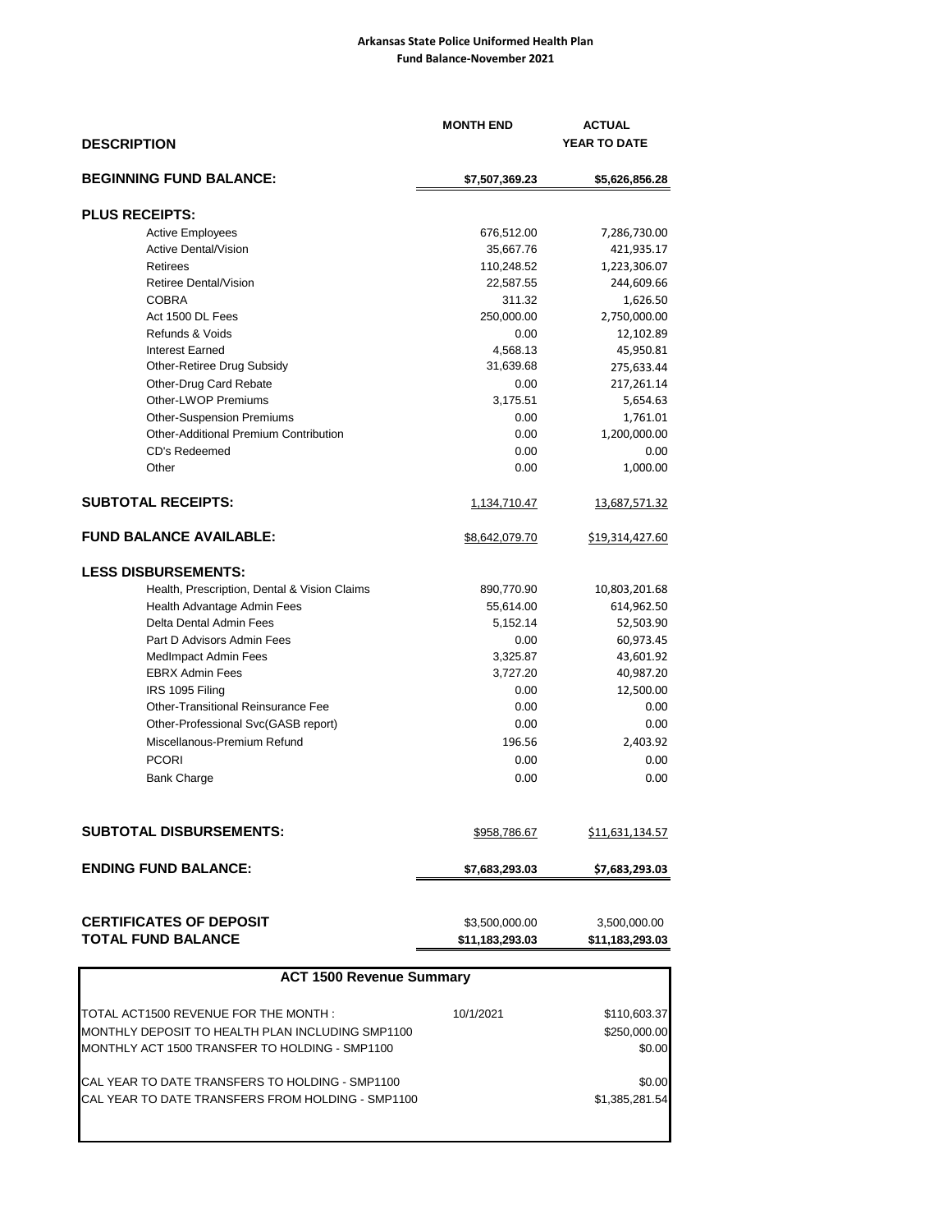**Arkansas State Police Uniformed Health Plan**
**Fund Balance-November 2021**

| DESCRIPTION | MONTH END | ACTUAL YEAR TO DATE |
|---|---|---|
| **BEGINNING FUND BALANCE:** | **$7,507,369.23** | **$5,626,856.28** |
| **PLUS RECEIPTS:** | | |
| Active Employees | 676,512.00 | 7,286,730.00 |
| Active Dental/Vision | 35,667.76 | 421,935.17 |
| Retirees | 110,248.52 | 1,223,306.07 |
| Retiree Dental/Vision | 22,587.55 | 244,609.66 |
| COBRA | 311.32 | 1,626.50 |
| Act 1500 DL Fees | 250,000.00 | 2,750,000.00 |
| Refunds & Voids | 0.00 | 12,102.89 |
| Interest Earned | 4,568.13 | 45,950.81 |
| Other-Retiree Drug Subsidy | 31,639.68 | 275,633.44 |
| Other-Drug Card Rebate | 0.00 | 217,261.14 |
| Other-LWOP Premiums | 3,175.51 | 5,654.63 |
| Other-Suspension Premiums | 0.00 | 1,761.01 |
| Other-Additional Premium Contribution | 0.00 | 1,200,000.00 |
| CD's Redeemed | 0.00 | 0.00 |
| Other | 0.00 | 1,000.00 |
| **SUBTOTAL RECEIPTS:** | 1,134,710.47 | 13,687,571.32 |
| **FUND BALANCE AVAILABLE:** | $8,642,079.70 | $19,314,427.60 |
| **LESS DISBURSEMENTS:** | | |
| Health, Prescription, Dental & Vision Claims | 890,770.90 | 10,803,201.68 |
| Health Advantage Admin Fees | 55,614.00 | 614,962.50 |
| Delta Dental Admin Fees | 5,152.14 | 52,503.90 |
| Part D Advisors Admin Fees | 0.00 | 60,973.45 |
| MedImpact Admin Fees | 3,325.87 | 43,601.92 |
| EBRX Admin Fees | 3,727.20 | 40,987.20 |
| IRS 1095 Filing | 0.00 | 12,500.00 |
| Other-Transitional Reinsurance Fee | 0.00 | 0.00 |
| Other-Professional Svc(GASB report) | 0.00 | 0.00 |
| Miscellanous-Premium Refund | 196.56 | 2,403.92 |
| PCORI | 0.00 | 0.00 |
| Bank Charge | 0.00 | 0.00 |
| **SUBTOTAL DISBURSEMENTS:** | $958,786.67 | $11,631,134.57 |
| **ENDING FUND BALANCE:** | **$7,683,293.03** | **$7,683,293.03** |
| **CERTIFICATES OF DEPOSIT** | $3,500,000.00 | 3,500,000.00 |
| **TOTAL FUND BALANCE** | **$11,183,293.03** | **$11,183,293.03** |

**ACT 1500 Revenue Summary**

| | | |
|---|---|---|
| TOTAL ACT1500 REVENUE FOR THE MONTH : | 10/1/2021 | $110,603.37 |
| MONTHLY DEPOSIT TO HEALTH PLAN INCLUDING SMP1100 | | $250,000.00 |
| MONTHLY ACT 1500 TRANSFER TO HOLDING - SMP1100 | | $0.00 |
| CAL YEAR TO DATE TRANSFERS TO HOLDING - SMP1100 | | $0.00 |
| CAL YEAR TO DATE TRANSFERS FROM HOLDING - SMP1100 | | $1,385,281.54 |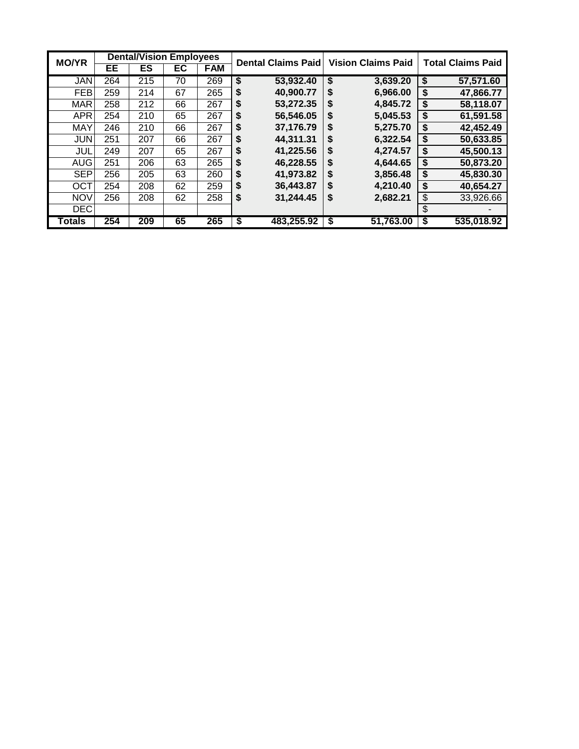| MO/YR | Dental/Vision Employees | | | | Dental Claims Paid | Vision Claims Paid | Total Claims Paid |
|---|---|---|---|---|---|---|---|
| | EE | ES | EC | FAM | | | |
| JAN | 264 | 215 | 70 | 269 | $ 53,932.40 | $ 3,639.20 | $ 57,571.60 |
| FEB | 259 | 214 | 67 | 265 | $ 40,900.77 | $ 6,966.00 | $ 47,866.77 |
| MAR | 258 | 212 | 66 | 267 | $ 53,272.35 | $ 4,845.72 | $ 58,118.07 |
| APR | 254 | 210 | 65 | 267 | $ 56,546.05 | $ 5,045.53 | $ 61,591.58 |
| MAY | 246 | 210 | 66 | 267 | $ 37,176.79 | $ 5,275.70 | $ 42,452.49 |
| JUN | 251 | 207 | 66 | 267 | $ 44,311.31 | $ 6,322.54 | $ 50,633.85 |
| JUL | 249 | 207 | 65 | 267 | $ 41,225.56 | $ 4,274.57 | $ 45,500.13 |
| AUG | 251 | 206 | 63 | 265 | $ 46,228.55 | $ 4,644.65 | $ 50,873.20 |
| SEP | 256 | 205 | 63 | 260 | $ 41,973.82 | $ 3,856.48 | $ 45,830.30 |
| OCT | 254 | 208 | 62 | 259 | $ 36,443.87 | $ 4,210.40 | $ 40,654.27 |
| NOV | 256 | 208 | 62 | 258 | $ 31,244.45 | $ 2,682.21 | $ 33,926.66 |
| DEC | | | | | | | $ - |
| **Totals** | **254** | **209** | **65** | **265** | **$ 483,255.92** | **$ 51,763.00** | **$ 535,018.92** |